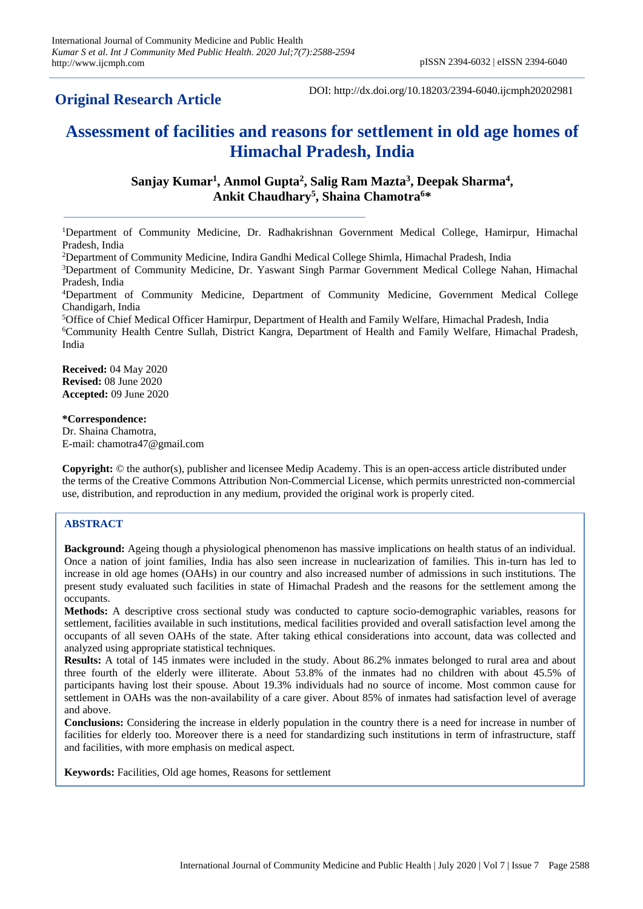**Original Research Article**

DOI: http://dx.doi.org/10.18203/2394-6040.ijcmph20202981

# Assessment of facilities and reasons for settlement in old age homes of Himachal Pradesh, India

**Sanjay Kumar[1], Anmol Gupta[2], Salig Ram Mazta[3], Deepak Sharma[4], Ankit Chaudhary[5], Shaina Chamotra[6]***

[1]Department of Community Medicine, Dr. Radhakrishnan Government Medical College, Hamirpur, Himachal Pradesh, India

[2]Department of Community Medicine, Indira Gandhi Medical College Shimla, Himachal Pradesh, India

[3]Department of Community Medicine, Dr. Yaswant Singh Parmar Government Medical College Nahan, Himachal Pradesh, India

[4]Department of Community Medicine, Department of Community Medicine, Government Medical College Chandigarh, India

[5]Office of Chief Medical Officer Hamirpur, Department of Health and Family Welfare, Himachal Pradesh, India

[6]Community Health Centre Sullah, District Kangra, Department of Health and Family Welfare, Himachal Pradesh, India

**Received:** 04 May 2020
**Revised:** 08 June 2020
**Accepted:** 09 June 2020

**\*Correspondence:**
Dr. Shaina Chamotra,
E-mail: chamotra47@gmail.com

**Copyright:** © the author(s), publisher and licensee Medip Academy. This is an open-access article distributed under the terms of the Creative Commons Attribution Non-Commercial License, which permits unrestricted non-commercial use, distribution, and reproduction in any medium, provided the original work is properly cited.

## ABSTRACT

**Background:** Ageing though a physiological phenomenon has massive implications on health status of an individual. Once a nation of joint families, India has also seen increase in nuclearization of families. This in-turn has led to increase in old age homes (OAHs) in our country and also increased number of admissions in such institutions. The present study evaluated such facilities in state of Himachal Pradesh and the reasons for the settlement among the occupants.

**Methods:** A descriptive cross sectional study was conducted to capture socio-demographic variables, reasons for settlement, facilities available in such institutions, medical facilities provided and overall satisfaction level among the occupants of all seven OAHs of the state. After taking ethical considerations into account, data was collected and analyzed using appropriate statistical techniques.

**Results:** A total of 145 inmates were included in the study. About 86.2% inmates belonged to rural area and about three fourth of the elderly were illiterate. About 53.8% of the inmates had no children with about 45.5% of participants having lost their spouse. About 19.3% individuals had no source of income. Most common cause for settlement in OAHs was the non-availability of a care giver. About 85% of inmates had satisfaction level of average and above.

**Conclusions:** Considering the increase in elderly population in the country there is a need for increase in number of facilities for elderly too. Moreover there is a need for standardizing such institutions in term of infrastructure, staff and facilities, with more emphasis on medical aspect.

**Keywords:** Facilities, Old age homes, Reasons for settlement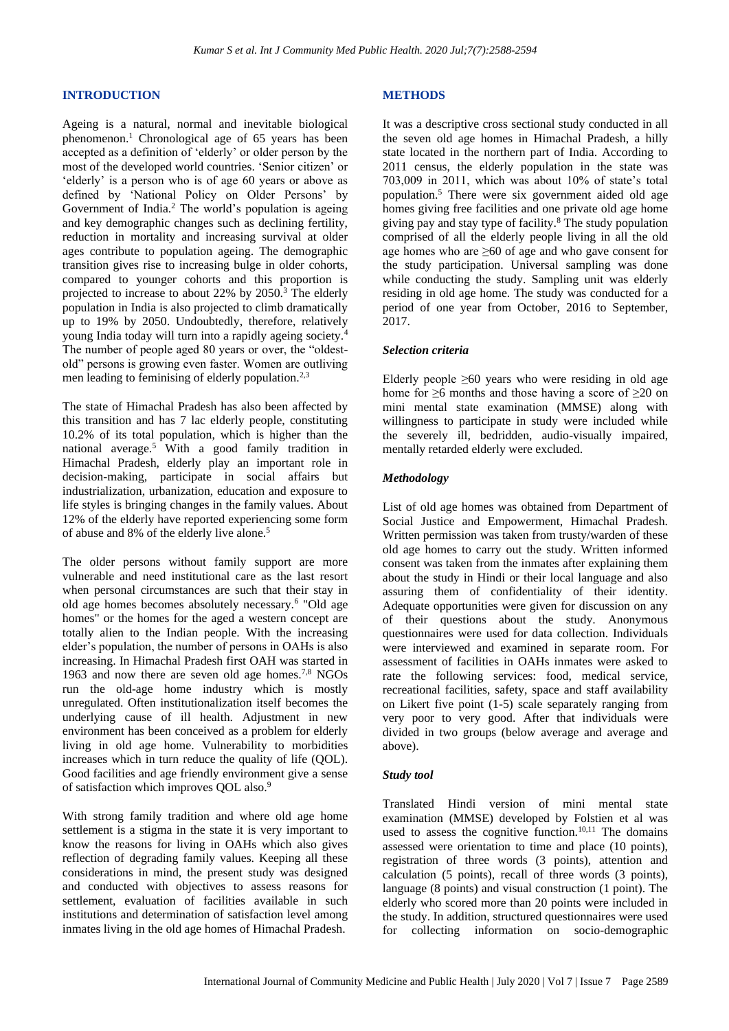## INTRODUCTION

Ageing is a natural, normal and inevitable biological phenomenon.[1] Chronological age of 65 years has been accepted as a definition of 'elderly' or older person by the most of the developed world countries. 'Senior citizen' or 'elderly' is a person who is of age 60 years or above as defined by 'National Policy on Older Persons' by Government of India.[2] The world's population is ageing and key demographic changes such as declining fertility, reduction in mortality and increasing survival at older ages contribute to population ageing. The demographic transition gives rise to increasing bulge in older cohorts, compared to younger cohorts and this proportion is projected to increase to about 22% by 2050.[3] The elderly population in India is also projected to climb dramatically up to 19% by 2050. Undoubtedly, therefore, relatively young India today will turn into a rapidly ageing society.[4] The number of people aged 80 years or over, the "oldest-old" persons is growing even faster. Women are outliving men leading to feminising of elderly population.[2,3]

The state of Himachal Pradesh has also been affected by this transition and has 7 lac elderly people, constituting 10.2% of its total population, which is higher than the national average.[5] With a good family tradition in Himachal Pradesh, elderly play an important role in decision-making, participate in social affairs but industrialization, urbanization, education and exposure to life styles is bringing changes in the family values. About 12% of the elderly have reported experiencing some form of abuse and 8% of the elderly live alone.[5]

The older persons without family support are more vulnerable and need institutional care as the last resort when personal circumstances are such that their stay in old age homes becomes absolutely necessary.[6] "Old age homes" or the homes for the aged a western concept are totally alien to the Indian people. With the increasing elder's population, the number of persons in OAHs is also increasing. In Himachal Pradesh first OAH was started in 1963 and now there are seven old age homes.[7,8] NGOs run the old-age home industry which is mostly unregulated. Often institutionalization itself becomes the underlying cause of ill health. Adjustment in new environment has been conceived as a problem for elderly living in old age home. Vulnerability to morbidities increases which in turn reduce the quality of life (QOL). Good facilities and age friendly environment give a sense of satisfaction which improves QOL also.[9]

With strong family tradition and where old age home settlement is a stigma in the state it is very important to know the reasons for living in OAHs which also gives reflection of degrading family values. Keeping all these considerations in mind, the present study was designed and conducted with objectives to assess reasons for settlement, evaluation of facilities available in such institutions and determination of satisfaction level among inmates living in the old age homes of Himachal Pradesh.

## METHODS

It was a descriptive cross sectional study conducted in all the seven old age homes in Himachal Pradesh, a hilly state located in the northern part of India. According to 2011 census, the elderly population in the state was 703,009 in 2011, which was about 10% of state's total population.[5] There were six government aided old age homes giving free facilities and one private old age home giving pay and stay type of facility.[8] The study population comprised of all the elderly people living in all the old age homes who are ≥60 of age and who gave consent for the study participation. Universal sampling was done while conducting the study. Sampling unit was elderly residing in old age home. The study was conducted for a period of one year from October, 2016 to September, 2017.

### *Selection criteria*

Elderly people ≥60 years who were residing in old age home for ≥6 months and those having a score of ≥20 on mini mental state examination (MMSE) along with willingness to participate in study were included while the severely ill, bedridden, audio-visually impaired, mentally retarded elderly were excluded.

### *Methodology*

List of old age homes was obtained from Department of Social Justice and Empowerment, Himachal Pradesh. Written permission was taken from trusty/warden of these old age homes to carry out the study. Written informed consent was taken from the inmates after explaining them about the study in Hindi or their local language and also assuring them of confidentiality of their identity. Adequate opportunities were given for discussion on any of their questions about the study. Anonymous questionnaires were used for data collection. Individuals were interviewed and examined in separate room. For assessment of facilities in OAHs inmates were asked to rate the following services: food, medical service, recreational facilities, safety, space and staff availability on Likert five point (1-5) scale separately ranging from very poor to very good. After that individuals were divided in two groups (below average and average and above).

### *Study tool*

Translated Hindi version of mini mental state examination (MMSE) developed by Folstien et al was used to assess the cognitive function.[10,11] The domains assessed were orientation to time and place (10 points), registration of three words (3 points), attention and calculation (5 points), recall of three words (3 points), language (8 points) and visual construction (1 point). The elderly who scored more than 20 points were included in the study. In addition, structured questionnaires were used for collecting information on socio-demographic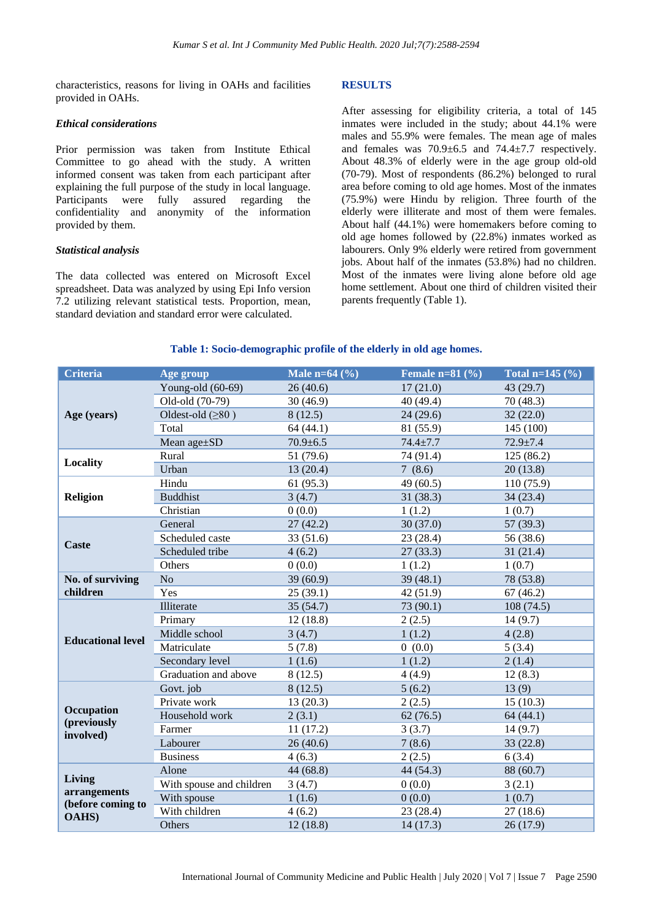characteristics, reasons for living in OAHs and facilities provided in OAHs.

### *Ethical considerations*

Prior permission was taken from Institute Ethical Committee to go ahead with the study. A written informed consent was taken from each participant after explaining the full purpose of the study in local language. Participants were fully assured regarding the confidentiality and anonymity of the information provided by them.

### *Statistical analysis*

The data collected was entered on Microsoft Excel spreadsheet. Data was analyzed by using Epi Info version 7.2 utilizing relevant statistical tests. Proportion, mean, standard deviation and standard error were calculated.

## RESULTS

After assessing for eligibility criteria, a total of 145 inmates were included in the study; about 44.1% were males and 55.9% were females. The mean age of males and females was 70.9±6.5 and 74.4±7.7 respectively. About 48.3% of elderly were in the age group old-old (70-79). Most of respondents (86.2%) belonged to rural area before coming to old age homes. Most of the inmates (75.9%) were Hindu by religion. Three fourth of the elderly were illiterate and most of them were females. About half (44.1%) were homemakers before coming to old age homes followed by (22.8%) inmates worked as labourers. Only 9% elderly were retired from government jobs. About half of the inmates (53.8%) had no children. Most of the inmates were living alone before old age home settlement. About one third of children visited their parents frequently (Table 1).

**Table 1: Socio-demographic profile of the elderly in old age homes.**

| Criteria | Age group | Male n=64 (%) | Female n=81 (%) | Total n=145 (%) |
|---|---|---|---|---|
| **Age (years)** | Young-old (60-69) | 26 (40.6) | 17 (21.0) | 43 (29.7) |
| | Old-old (70-79) | 30 (46.9) | 40 (49.4) | 70 (48.3) |
| | Oldest-old (≥80 ) | 8 (12.5) | 24 (29.6) | 32 (22.0) |
| | Total | 64 (44.1) | 81 (55.9) | 145 (100) |
| | Mean age±SD | 70.9±6.5 | 74.4±7.7 | 72.9±7.4 |
| **Locality** | Rural | 51 (79.6) | 74 (91.4) | 125 (86.2) |
| | Urban | 13 (20.4) | 7 (8.6) | 20 (13.8) |
| **Religion** | Hindu | 61 (95.3) | 49 (60.5) | 110 (75.9) |
| | Buddhist | 3 (4.7) | 31 (38.3) | 34 (23.4) |
| | Christian | 0 (0.0) | 1 (1.2) | 1 (0.7) |
| **Caste** | General | 27 (42.2) | 30 (37.0) | 57 (39.3) |
| | Scheduled caste | 33 (51.6) | 23 (28.4) | 56 (38.6) |
| | Scheduled tribe | 4 (6.2) | 27 (33.3) | 31 (21.4) |
| | Others | 0 (0.0) | 1 (1.2) | 1 (0.7) |
| **No. of surviving children** | No | 39 (60.9) | 39 (48.1) | 78 (53.8) |
| | Yes | 25 (39.1) | 42 (51.9) | 67 (46.2) |
| **Educational level** | Illiterate | 35 (54.7) | 73 (90.1) | 108 (74.5) |
| | Primary | 12 (18.8) | 2 (2.5) | 14 (9.7) |
| | Middle school | 3 (4.7) | 1 (1.2) | 4 (2.8) |
| | Matriculate | 5 (7.8) | 0 (0.0) | 5 (3.4) |
| | Secondary level | 1 (1.6) | 1 (1.2) | 2 (1.4) |
| | Graduation and above | 8 (12.5) | 4 (4.9) | 12 (8.3) |
| **Occupation (previously involved)** | Govt. job | 8 (12.5) | 5 (6.2) | 13 (9) |
| | Private work | 13 (20.3) | 2 (2.5) | 15 (10.3) |
| | Household work | 2 (3.1) | 62 (76.5) | 64 (44.1) |
| | Farmer | 11 (17.2) | 3 (3.7) | 14 (9.7) |
| | Labourer | 26 (40.6) | 7 (8.6) | 33 (22.8) |
| | Business | 4 (6.3) | 2 (2.5) | 6 (3.4) |
| **Living arrangements (before coming to OAHS)** | Alone | 44 (68.8) | 44 (54.3) | 88 (60.7) |
| | With spouse and children | 3 (4.7) | 0 (0.0) | 3 (2.1) |
| | With spouse | 1 (1.6) | 0 (0.0) | 1 (0.7) |
| | With children | 4 (6.2) | 23 (28.4) | 27 (18.6) |
| | Others | 12 (18.8) | 14 (17.3) | 26 (17.9) |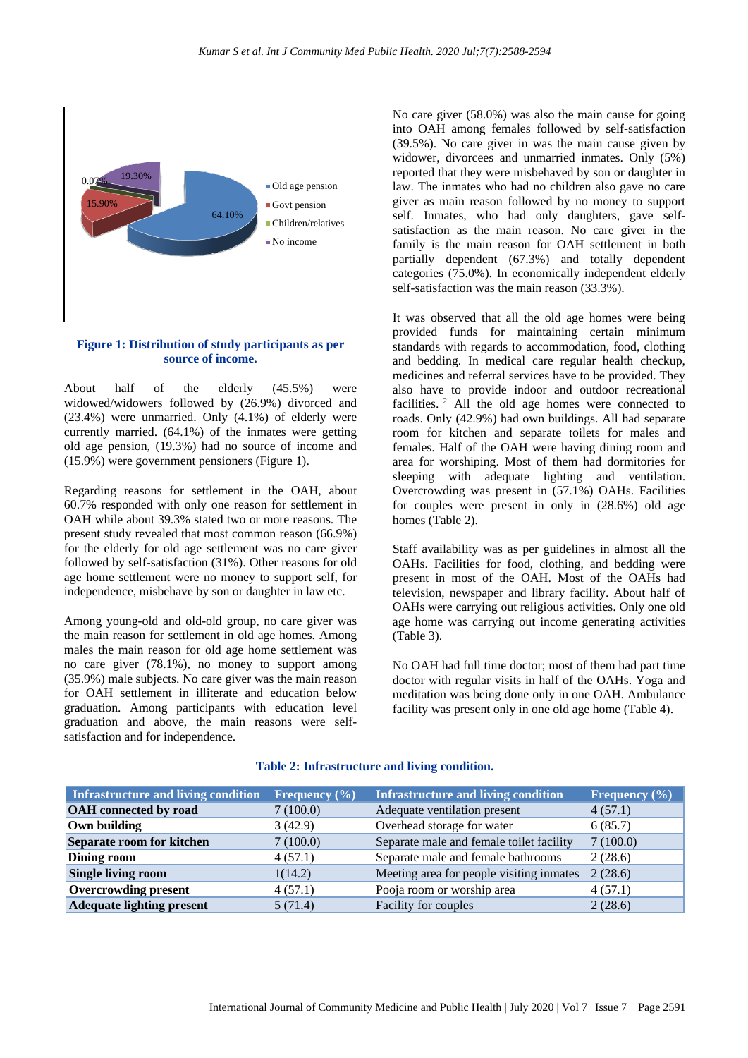Figure 1: Distribution of study participants as per source of income.

About half of the elderly (45.5%) were widowed/widowers followed by (26.9%) divorced and (23.4%) were unmarried. Only (4.1%) of elderly were currently married. (64.1%) of the inmates were getting old age pension, (19.3%) had no source of income and (15.9%) were government pensioners (Figure 1).

Regarding reasons for settlement in the OAH, about 60.7% responded with only one reason for settlement in OAH while about 39.3% stated two or more reasons. The present study revealed that most common reason (66.9%) for the elderly for old age settlement was no care giver followed by self-satisfaction (31%). Other reasons for old age home settlement were no money to support self, for independence, misbehave by son or daughter in law etc.

Among young-old and old-old group, no care giver was the main reason for settlement in old age homes. Among males the main reason for old age home settlement was no care giver (78.1%), no money to support among (35.9%) male subjects. No care giver was the main reason for OAH settlement in illiterate and education below graduation. Among participants with education level graduation and above, the main reasons were self-satisfaction and for independence.

No care giver (58.0%) was also the main cause for going into OAH among females followed by self-satisfaction (39.5%). No care giver in was the main cause given by widower, divorcees and unmarried inmates. Only (5%) reported that they were misbehaved by son or daughter in law. The inmates who had no children also gave no care giver as main reason followed by no money to support self. Inmates, who had only daughters, gave self-satisfaction as the main reason. No care giver in the family is the main reason for OAH settlement in both partially dependent (67.3%) and totally dependent categories (75.0%). In economically independent elderly self-satisfaction was the main reason (33.3%).

It was observed that all the old age homes were being provided funds for maintaining certain minimum standards with regards to accommodation, food, clothing and bedding. In medical care regular health checkup, medicines and referral services have to be provided. They also have to provide indoor and outdoor recreational facilities.[12] All the old age homes were connected to roads. Only (42.9%) had own buildings. All had separate room for kitchen and separate toilets for males and females. Half of the OAH were having dining room and area for worshiping. Most of them had dormitories for sleeping with adequate lighting and ventilation. Overcrowding was present in (57.1%) OAHs. Facilities for couples were present in only in (28.6%) old age homes (Table 2).

Staff availability was as per guidelines in almost all the OAHs. Facilities for food, clothing, and bedding were present in most of the OAH. Most of the OAHs had television, newspaper and library facility. About half of OAHs were carrying out religious activities. Only one old age home was carrying out income generating activities (Table 3).

No OAH had full time doctor; most of them had part time doctor with regular visits in half of the OAHs. Yoga and meditation was being done only in one OAH. Ambulance facility was present only in one old age home (Table 4).

**Table 2: Infrastructure and living condition.**

| Infrastructure and living condition | Frequency (%) | Infrastructure and living condition | Frequency (%) |
|---|---|---|---|
| **OAH connected by road** | 7 (100.0) | Adequate ventilation present | 4 (57.1) |
| **Own building** | 3 (42.9) | Overhead storage for water | 6 (85.7) |
| **Separate room for kitchen** | 7 (100.0) | Separate male and female toilet facility | 7 (100.0) |
| **Dining room** | 4 (57.1) | Separate male and female bathrooms | 2 (28.6) |
| **Single living room** | 1(14.2) | Meeting area for people visiting inmates | 2 (28.6) |
| **Overcrowding present** | 4 (57.1) | Pooja room or worship area | 4 (57.1) |
| **Adequate lighting present** | 5 (71.4) | Facility for couples | 2 (28.6) |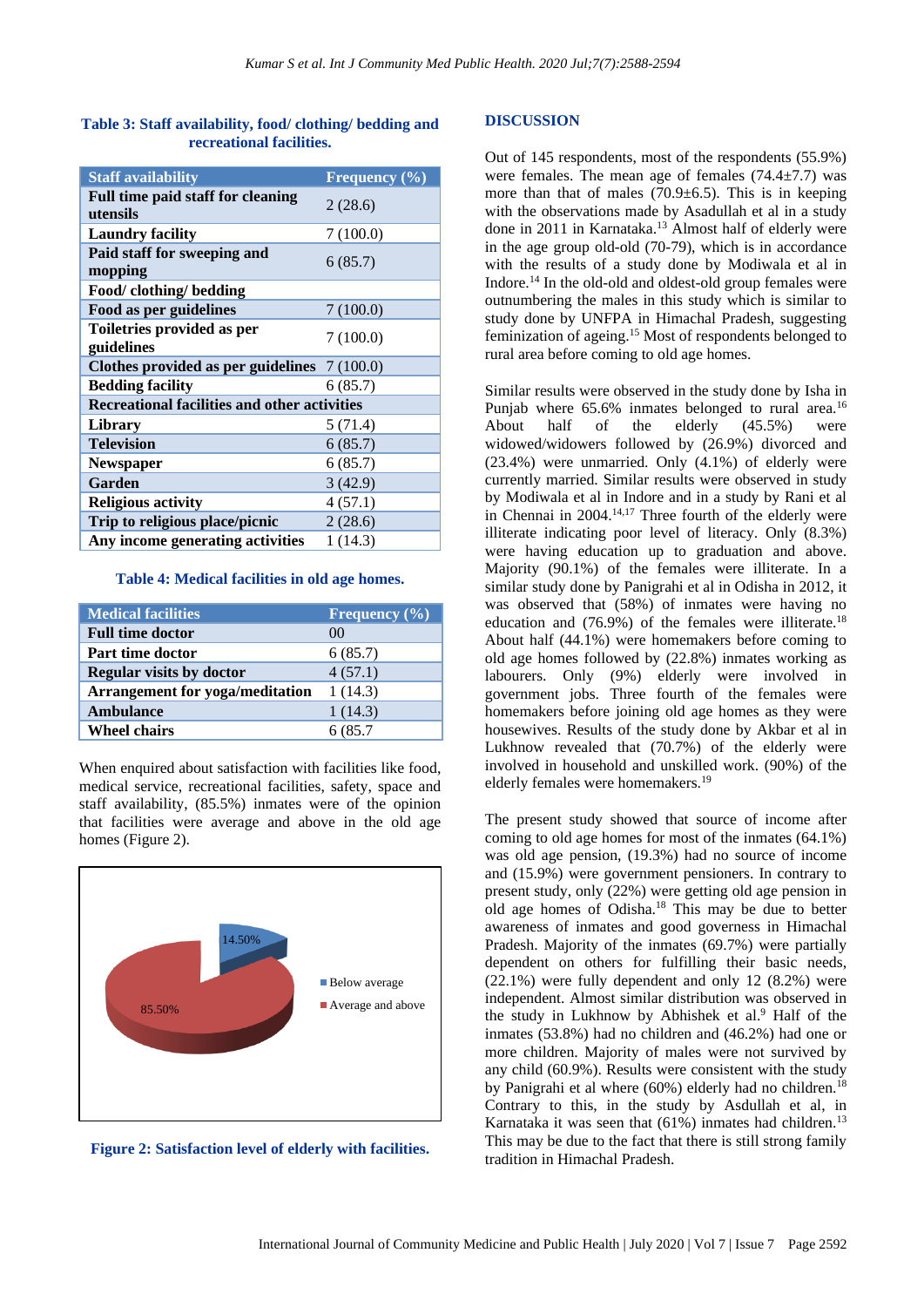**Table 3: Staff availability, food/ clothing/ bedding and recreational facilities.**

| Staff availability | Frequency (%) |
|---|---|
| **Full time paid staff for cleaning utensils** | 2 (28.6) |
| **Laundry facility** | 7 (100.0) |
| **Paid staff for sweeping and mopping** | 6 (85.7) |
| **Food/ clothing/ bedding** | |
| **Food as per guidelines** | 7 (100.0) |
| **Toiletries provided as per guidelines** | 7 (100.0) |
| **Clothes provided as per guidelines** | 7 (100.0) |
| **Bedding facility** | 6 (85.7) |
| **Recreational facilities and other activities** | |
| **Library** | 5 (71.4) |
| **Television** | 6 (85.7) |
| **Newspaper** | 6 (85.7) |
| **Garden** | 3 (42.9) |
| **Religious activity** | 4 (57.1) |
| **Trip to religious place/picnic** | 2 (28.6) |
| **Any income generating activities** | 1 (14.3) |

**Table 4: Medical facilities in old age homes.**

| Medical facilities | Frequency (%) |
|---|---|
| **Full time doctor** | 00 |
| **Part time doctor** | 6 (85.7) |
| **Regular visits by doctor** | 4 (57.1) |
| **Arrangement for yoga/meditation** | 1 (14.3) |
| **Ambulance** | 1 (14.3) |
| **Wheel chairs** | 6 (85.7 |

When enquired about satisfaction with facilities like food, medical service, recreational facilities, safety, space and staff availability, (85.5%) inmates were of the opinion that facilities were average and above in the old age homes (Figure 2).

14.50%

85.50%

Below average

Average and above

**Figure 2: Satisfaction level of elderly with facilities.**

## DISCUSSION

Out of 145 respondents, most of the respondents (55.9%) were females. The mean age of females (74.4±7.7) was more than that of males (70.9±6.5). This is in keeping with the observations made by Asadullah et al in a study done in 2011 in Karnataka.[13] Almost half of elderly were in the age group old-old (70-79), which is in accordance with the results of a study done by Modiwala et al in Indore.[14] In the old-old and oldest-old group females were outnumbering the males in this study which is similar to study done by UNFPA in Himachal Pradesh, suggesting feminization of ageing.[15] Most of respondents belonged to rural area before coming to old age homes.

Similar results were observed in the study done by Isha in Punjab where 65.6% inmates belonged to rural area.[16] About half of the elderly (45.5%) were widowed/widowers followed by (26.9%) divorced and (23.4%) were unmarried. Only (4.1%) of elderly were currently married. Similar results were observed in study by Modiwala et al in Indore and in a study by Rani et al in Chennai in 2004.[14,17] Three fourth of the elderly were illiterate indicating poor level of literacy. Only (8.3%) were having education up to graduation and above. Majority (90.1%) of the females were illiterate. In a similar study done by Panigrahi et al in Odisha in 2012, it was observed that (58%) of inmates were having no education and (76.9%) of the females were illiterate.[18] About half (44.1%) were homemakers before coming to old age homes followed by (22.8%) inmates working as labourers. Only (9%) elderly were involved in government jobs. Three fourth of the females were homemakers before joining old age homes as they were housewives. Results of the study done by Akbar et al in Lukhnow revealed that (70.7%) of the elderly were involved in household and unskilled work. (90%) of the elderly females were homemakers.[19]

The present study showed that source of income after coming to old age homes for most of the inmates (64.1%) was old age pension, (19.3%) had no source of income and (15.9%) were government pensioners. In contrary to present study, only (22%) were getting old age pension in old age homes of Odisha.[18] This may be due to better awareness of inmates and good governess in Himachal Pradesh. Majority of the inmates (69.7%) were partially dependent on others for fulfilling their basic needs, (22.1%) were fully dependent and only 12 (8.2%) were independent. Almost similar distribution was observed in the study in Lukhnow by Abhishek et al.[9] Half of the inmates (53.8%) had no children and (46.2%) had one or more children. Majority of males were not survived by any child (60.9%). Results were consistent with the study by Panigrahi et al where (60%) elderly had no children.[18] Contrary to this, in the study by Asdullah et al, in Karnataka it was seen that (61%) inmates had children.[13] This may be due to the fact that there is still strong family tradition in Himachal Pradesh.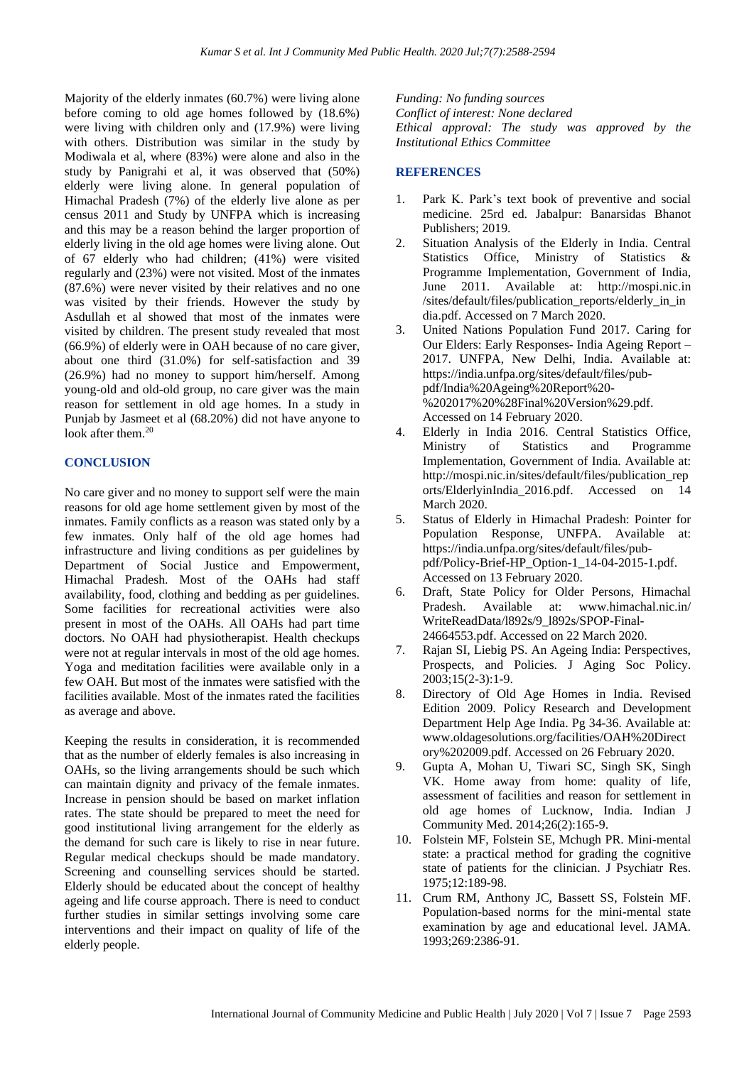Majority of the elderly inmates (60.7%) were living alone before coming to old age homes followed by (18.6%) were living with children only and (17.9%) were living with others. Distribution was similar in the study by Modiwala et al, where (83%) were alone and also in the study by Panigrahi et al, it was observed that (50%) elderly were living alone. In general population of Himachal Pradesh (7%) of the elderly live alone as per census 2011 and Study by UNFPA which is increasing and this may be a reason behind the larger proportion of elderly living in the old age homes were living alone. Out of 67 elderly who had children; (41%) were visited regularly and (23%) were not visited. Most of the inmates (87.6%) were never visited by their relatives and no one was visited by their friends. However the study by Asdullah et al showed that most of the inmates were visited by children. The present study revealed that most (66.9%) of elderly were in OAH because of no care giver, about one third (31.0%) for self-satisfaction and 39 (26.9%) had no money to support him/herself. Among young-old and old-old group, no care giver was the main reason for settlement in old age homes. In a study in Punjab by Jasmeet et al (68.20%) did not have anyone to look after them.[20]

## CONCLUSION

No care giver and no money to support self were the main reasons for old age home settlement given by most of the inmates. Family conflicts as a reason was stated only by a few inmates. Only half of the old age homes had infrastructure and living conditions as per guidelines by Department of Social Justice and Empowerment, Himachal Pradesh. Most of the OAHs had staff availability, food, clothing and bedding as per guidelines. Some facilities for recreational activities were also present in most of the OAHs. All OAHs had part time doctors. No OAH had physiotherapist. Health checkups were not at regular intervals in most of the old age homes. Yoga and meditation facilities were available only in a few OAH. But most of the inmates were satisfied with the facilities available. Most of the inmates rated the facilities as average and above.

Keeping the results in consideration, it is recommended that as the number of elderly females is also increasing in OAHs, so the living arrangements should be such which can maintain dignity and privacy of the female inmates. Increase in pension should be based on market inflation rates. The state should be prepared to meet the need for good institutional living arrangement for the elderly as the demand for such care is likely to rise in near future. Regular medical checkups should be made mandatory. Screening and counselling services should be started. Elderly should be educated about the concept of healthy ageing and life course approach. There is need to conduct further studies in similar settings involving some care interventions and their impact on quality of life of the elderly people.

*Funding: No funding sources*
*Conflict of interest: None declared*
*Ethical approval: The study was approved by the Institutional Ethics Committee*

## REFERENCES

1. Park K. Park's text book of preventive and social medicine. 25rd ed. Jabalpur: Banarsidas Bhanot Publishers; 2019.
2. Situation Analysis of the Elderly in India. Central Statistics Office, Ministry of Statistics & Programme Implementation, Government of India, June 2011. Available at: http://mospi.nic.in /sites/default/files/publication_reports/elderly_in_india.pdf. Accessed on 7 March 2020.
3. United Nations Population Fund 2017. Caring for Our Elders: Early Responses- India Ageing Report – 2017. UNFPA, New Delhi, India. Available at: https://india.unfpa.org/sites/default/files/pub-pdf/India%20Ageing%20Report%20-%202017%20%28Final%20Version%29.pdf. Accessed on 14 February 2020.
4. Elderly in India 2016. Central Statistics Office, Ministry of Statistics and Programme Implementation, Government of India. Available at: http://mospi.nic.in/sites/default/files/publication_reports/ElderlyinIndia_2016.pdf. Accessed on 14 March 2020.
5. Status of Elderly in Himachal Pradesh: Pointer for Population Response, UNFPA. Available at: https://india.unfpa.org/sites/default/files/pub-pdf/Policy-Brief-HP_Option-1_14-04-2015-1.pdf. Accessed on 13 February 2020.
6. Draft, State Policy for Older Persons, Himachal Pradesh. Available at: www.himachal.nic.in/ WriteReadData/l892s/9_l892s/SPOP-Final-24664553.pdf. Accessed on 22 March 2020.
7. Rajan SI, Liebig PS. An Ageing India: Perspectives, Prospects, and Policies. J Aging Soc Policy. 2003;15(2-3):1-9.
8. Directory of Old Age Homes in India. Revised Edition 2009. Policy Research and Development Department Help Age India. Pg 34-36. Available at: www.oldagesolutions.org/facilities/OAH%20Directory%202009.pdf. Accessed on 26 February 2020.
9. Gupta A, Mohan U, Tiwari SC, Singh SK, Singh VK. Home away from home: quality of life, assessment of facilities and reason for settlement in old age homes of Lucknow, India. Indian J Community Med. 2014;26(2):165-9.
10. Folstein MF, Folstein SE, Mchugh PR. Mini-mental state: a practical method for grading the cognitive state of patients for the clinician. J Psychiatr Res. 1975;12:189-98.
11. Crum RM, Anthony JC, Bassett SS, Folstein MF. Population-based norms for the mini-mental state examination by age and educational level. JAMA. 1993;269:2386-91.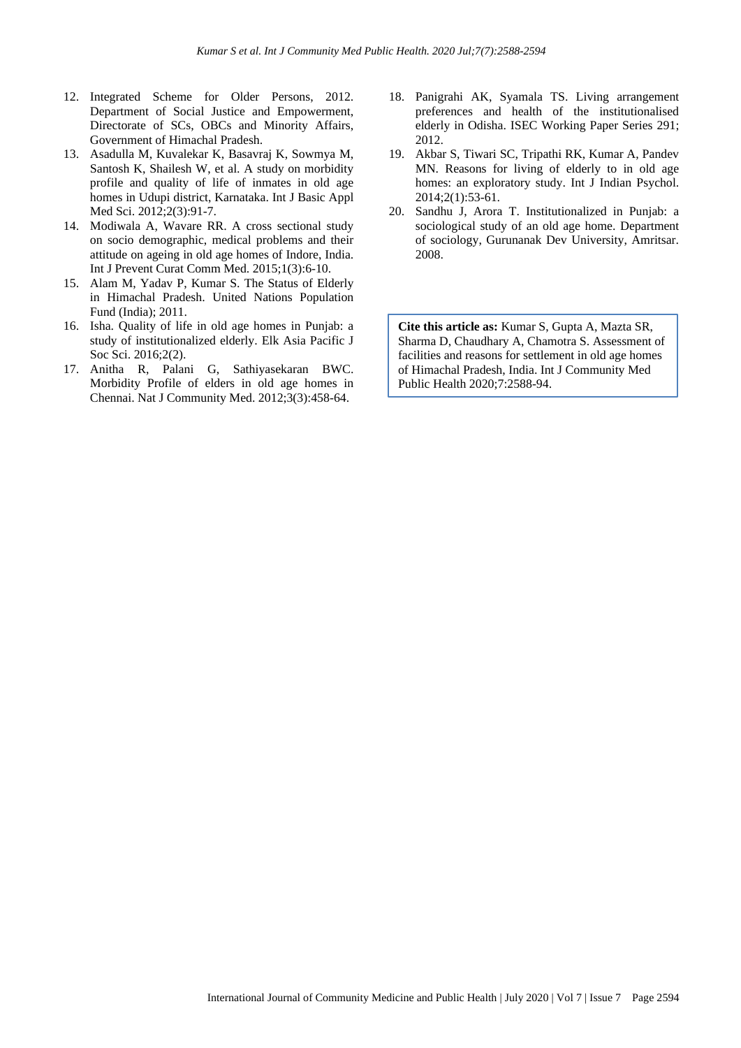12. Integrated Scheme for Older Persons, 2012. Department of Social Justice and Empowerment, Directorate of SCs, OBCs and Minority Affairs, Government of Himachal Pradesh.
13. Asadulla M, Kuvalekar K, Basavraj K, Sowmya M, Santosh K, Shailesh W, et al. A study on morbidity profile and quality of life of inmates in old age homes in Udupi district, Karnataka. Int J Basic Appl Med Sci. 2012;2(3):91-7.
14. Modiwala A, Waware RR. A cross sectional study on socio demographic, medical problems and their attitude on ageing in old age homes of Indore, India. Int J Prevent Curat Comm Med. 2015;1(3):6-10.
15. Alam M, Yadav P, Kumar S. The Status of Elderly in Himachal Pradesh. United Nations Population Fund (India); 2011.
16. Isha. Quality of life in old age homes in Punjab: a study of institutionalized elderly. Elk Asia Pacific J Soc Sci. 2016;2(2).
17. Anitha R, Palani G, Sathiyasekaran BWC. Morbidity Profile of elders in old age homes in Chennai. Nat J Community Med. 2012;3(3):458-64.
18. Panigrahi AK, Syamala TS. Living arrangement preferences and health of the institutionalised elderly in Odisha. ISEC Working Paper Series 291; 2012.
19. Akbar S, Tiwari SC, Tripathi RK, Kumar A, Pandev MN. Reasons for living of elderly to in old age homes: an exploratory study. Int J Indian Psychol. 2014;2(1):53-61.
20. Sandhu J, Arora T. Institutionalized in Punjab: a sociological study of an old age home. Department of sociology, Gurunanak Dev University, Amritsar. 2008.

**Cite this article as:** Kumar S, Gupta A, Mazta SR, Sharma D, Chaudhary A, Chamotra S. Assessment of facilities and reasons for settlement in old age homes of Himachal Pradesh, India. Int J Community Med Public Health 2020;7:2588-94.